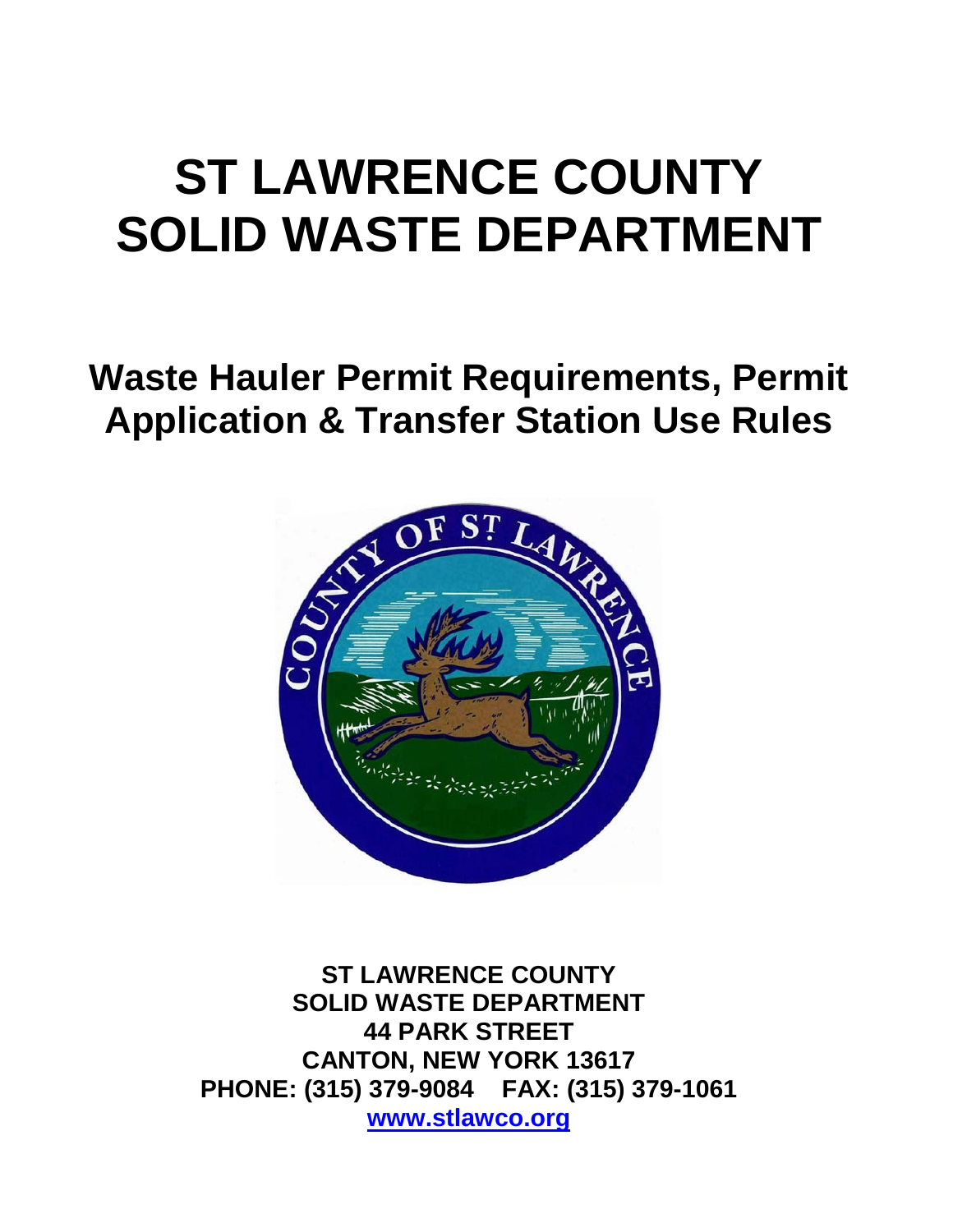# ST LAWRENCE COUNTY SOLID WASTE DEPARTMENT

## Waste Hauler Permit Requirements, Permit Application & Transfer Station Use Rules

**ST LAWRENCE COUNTY**
**SOLID WASTE DEPARTMENT**
**44 PARK STREET**
**CANTON, NEW YORK 13617**
**PHONE: (315) 379-9084 FAX: (315) 379-1061**
**www.stlawco.org**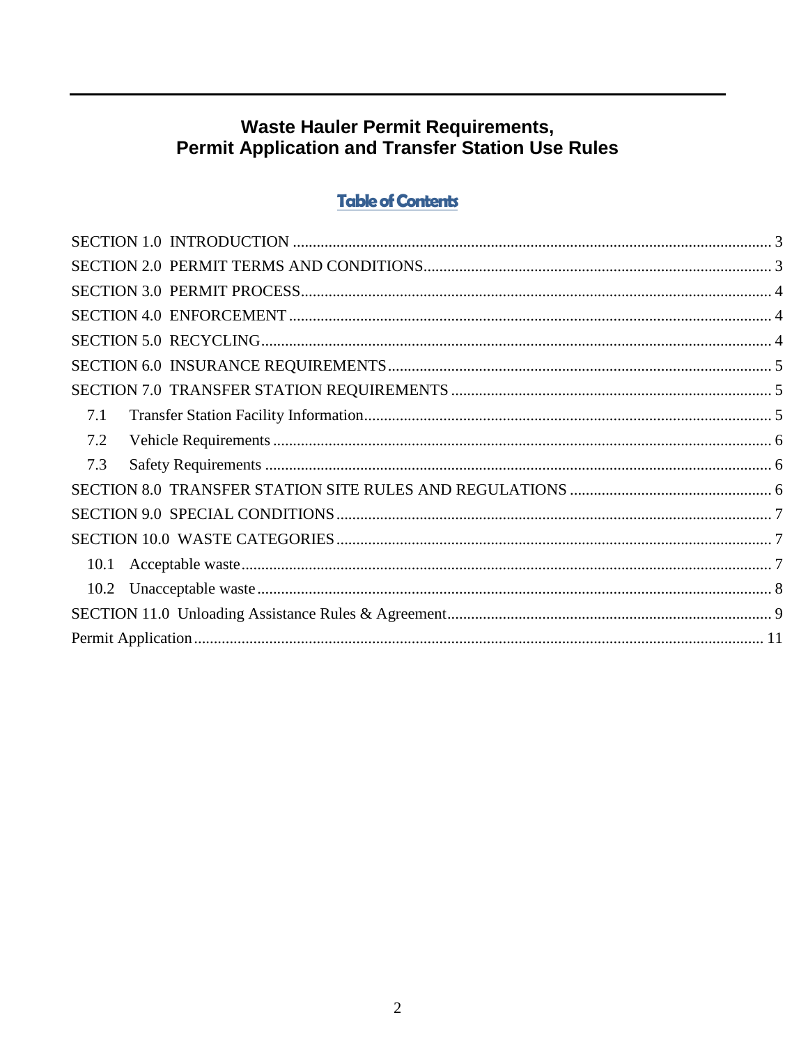# Waste Hauler Permit Requirements, Permit Application and Transfer Station Use Rules

## Table of Contents

SECTION 1.0 INTRODUCTION ........................................................................................................... 3

SECTION 2.0 PERMIT TERMS AND CONDITIONS........................................................................... 3

SECTION 3.0 PERMIT PROCESS....................................................................................................... 4

SECTION 4.0 ENFORCEMENT .......................................................................................................... 4

SECTION 5.0 RECYCLING................................................................................................................. 4

SECTION 6.0 INSURANCE REQUIREMENTS.................................................................................. 5

SECTION 7.0 TRANSFER STATION REQUIREMENTS ................................................................... 5

- 7.1 Transfer Station Facility Information........................................................................................ 5
- 7.2 Vehicle Requirements ............................................................................................................... 6
- 7.3 Safety Requirements ................................................................................................................. 6

SECTION 8.0 TRANSFER STATION SITE RULES AND REGULATIONS ..................................... 6

SECTION 9.0 SPECIAL CONDITIONS............................................................................................... 7

SECTION 10.0 WASTE CATEGORIES............................................................................................... 7

- 10.1 Acceptable waste...................................................................................................................... 7
- 10.2 Unacceptable waste .................................................................................................................. 8

SECTION 11.0 Unloading Assistance Rules & Agreement................................................................... 9

Permit Application................................................................................................................................ 11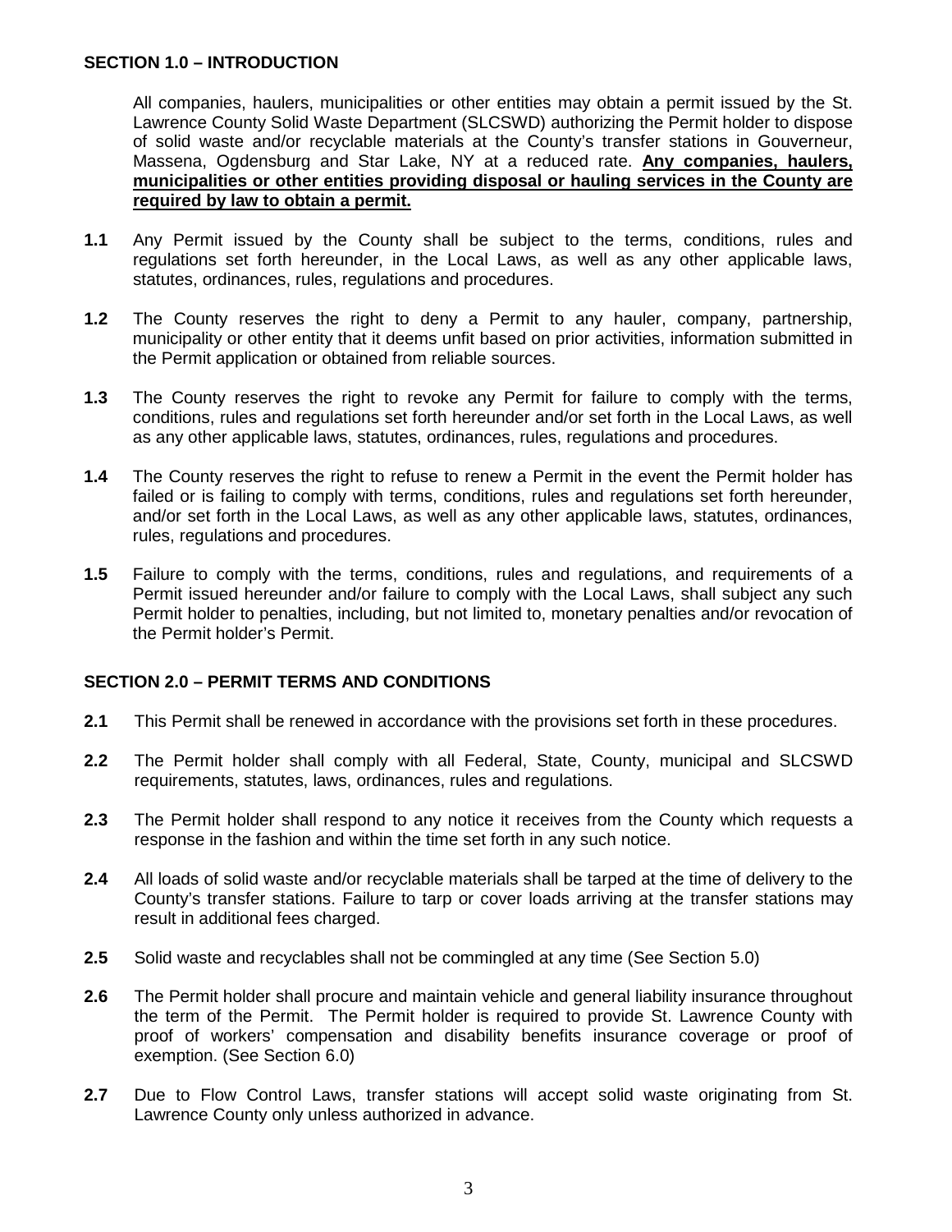## SECTION 1.0 – INTRODUCTION

All companies, haulers, municipalities or other entities may obtain a permit issued by the St. Lawrence County Solid Waste Department (SLCSWD) authorizing the Permit holder to dispose of solid waste and/or recyclable materials at the County's transfer stations in Gouverneur, Massena, Ogdensburg and Star Lake, NY at a reduced rate. **Any companies, haulers, municipalities or other entities providing disposal or hauling services in the County are required by law to obtain a permit.**

**1.1** Any Permit issued by the County shall be subject to the terms, conditions, rules and regulations set forth hereunder, in the Local Laws, as well as any other applicable laws, statutes, ordinances, rules, regulations and procedures.

**1.2** The County reserves the right to deny a Permit to any hauler, company, partnership, municipality or other entity that it deems unfit based on prior activities, information submitted in the Permit application or obtained from reliable sources.

**1.3** The County reserves the right to revoke any Permit for failure to comply with the terms, conditions, rules and regulations set forth hereunder and/or set forth in the Local Laws, as well as any other applicable laws, statutes, ordinances, rules, regulations and procedures.

**1.4** The County reserves the right to refuse to renew a Permit in the event the Permit holder has failed or is failing to comply with terms, conditions, rules and regulations set forth hereunder, and/or set forth in the Local Laws, as well as any other applicable laws, statutes, ordinances, rules, regulations and procedures.

**1.5** Failure to comply with the terms, conditions, rules and regulations, and requirements of a Permit issued hereunder and/or failure to comply with the Local Laws, shall subject any such Permit holder to penalties, including, but not limited to, monetary penalties and/or revocation of the Permit holder's Permit.

## SECTION 2.0 – PERMIT TERMS AND CONDITIONS

**2.1** This Permit shall be renewed in accordance with the provisions set forth in these procedures.

**2.2** The Permit holder shall comply with all Federal, State, County, municipal and SLCSWD requirements, statutes, laws, ordinances, rules and regulations.

**2.3** The Permit holder shall respond to any notice it receives from the County which requests a response in the fashion and within the time set forth in any such notice.

**2.4** All loads of solid waste and/or recyclable materials shall be tarped at the time of delivery to the County's transfer stations. Failure to tarp or cover loads arriving at the transfer stations may result in additional fees charged.

**2.5** Solid waste and recyclables shall not be commingled at any time (See Section 5.0)

**2.6** The Permit holder shall procure and maintain vehicle and general liability insurance throughout the term of the Permit. The Permit holder is required to provide St. Lawrence County with proof of workers' compensation and disability benefits insurance coverage or proof of exemption. (See Section 6.0)

**2.7** Due to Flow Control Laws, transfer stations will accept solid waste originating from St. Lawrence County only unless authorized in advance.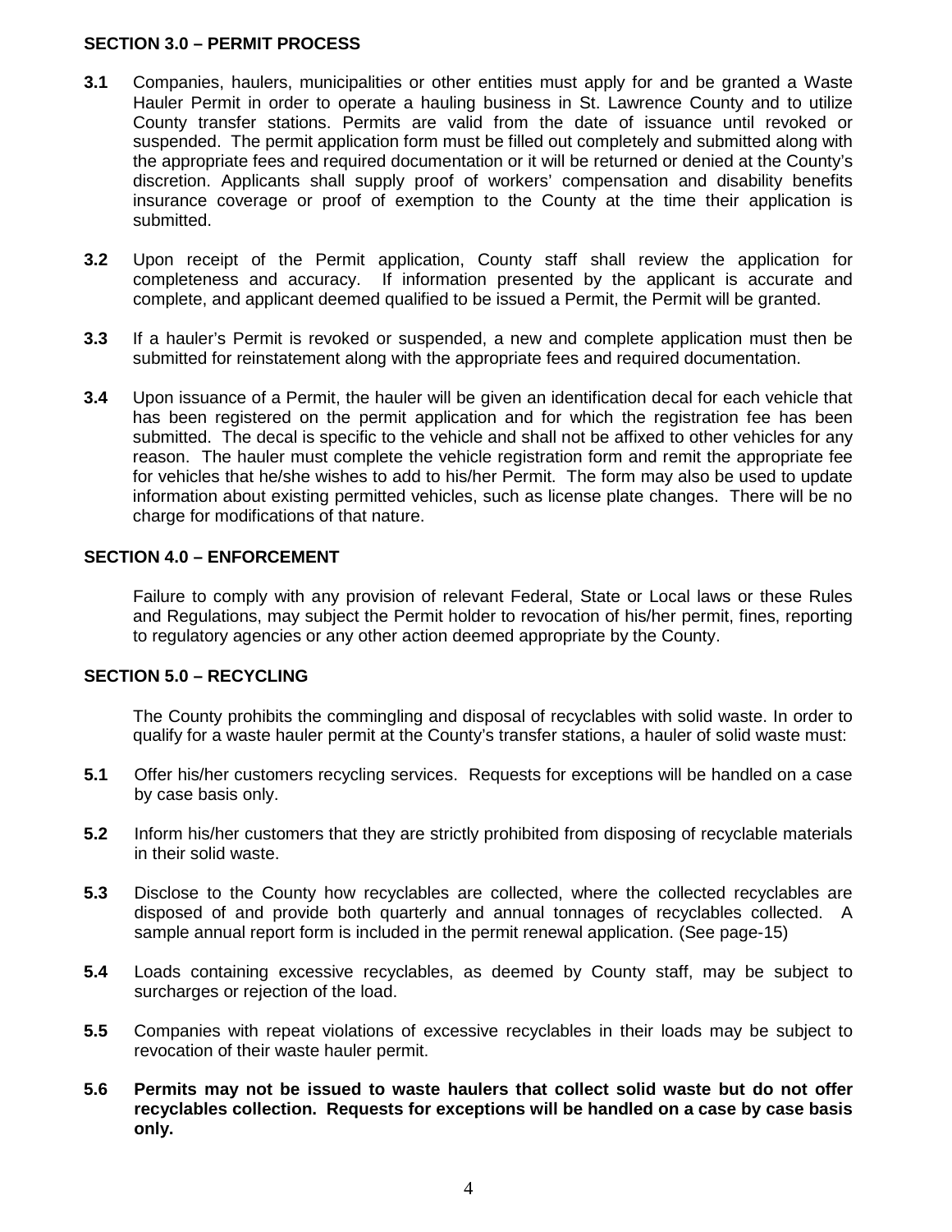**SECTION 3.0 – PERMIT PROCESS**

**3.1** Companies, haulers, municipalities or other entities must apply for and be granted a Waste Hauler Permit in order to operate a hauling business in St. Lawrence County and to utilize County transfer stations. Permits are valid from the date of issuance until revoked or suspended. The permit application form must be filled out completely and submitted along with the appropriate fees and required documentation or it will be returned or denied at the County's discretion. Applicants shall supply proof of workers' compensation and disability benefits insurance coverage or proof of exemption to the County at the time their application is submitted.

**3.2** Upon receipt of the Permit application, County staff shall review the application for completeness and accuracy. If information presented by the applicant is accurate and complete, and applicant deemed qualified to be issued a Permit, the Permit will be granted.

**3.3** If a hauler's Permit is revoked or suspended, a new and complete application must then be submitted for reinstatement along with the appropriate fees and required documentation.

**3.4** Upon issuance of a Permit, the hauler will be given an identification decal for each vehicle that has been registered on the permit application and for which the registration fee has been submitted. The decal is specific to the vehicle and shall not be affixed to other vehicles for any reason. The hauler must complete the vehicle registration form and remit the appropriate fee for vehicles that he/she wishes to add to his/her Permit. The form may also be used to update information about existing permitted vehicles, such as license plate changes. There will be no charge for modifications of that nature.

**SECTION 4.0 – ENFORCEMENT**

Failure to comply with any provision of relevant Federal, State or Local laws or these Rules and Regulations, may subject the Permit holder to revocation of his/her permit, fines, reporting to regulatory agencies or any other action deemed appropriate by the County.

**SECTION 5.0 – RECYCLING**

The County prohibits the commingling and disposal of recyclables with solid waste. In order to qualify for a waste hauler permit at the County's transfer stations, a hauler of solid waste must:

**5.1** Offer his/her customers recycling services. Requests for exceptions will be handled on a case by case basis only.

**5.2** Inform his/her customers that they are strictly prohibited from disposing of recyclable materials in their solid waste.

**5.3** Disclose to the County how recyclables are collected, where the collected recyclables are disposed of and provide both quarterly and annual tonnages of recyclables collected. A sample annual report form is included in the permit renewal application. (See page-15)

**5.4** Loads containing excessive recyclables, as deemed by County staff, may be subject to surcharges or rejection of the load.

**5.5** Companies with repeat violations of excessive recyclables in their loads may be subject to revocation of their waste hauler permit.

**5.6** **Permits may not be issued to waste haulers that collect solid waste but do not offer recyclables collection. Requests for exceptions will be handled on a case by case basis only.**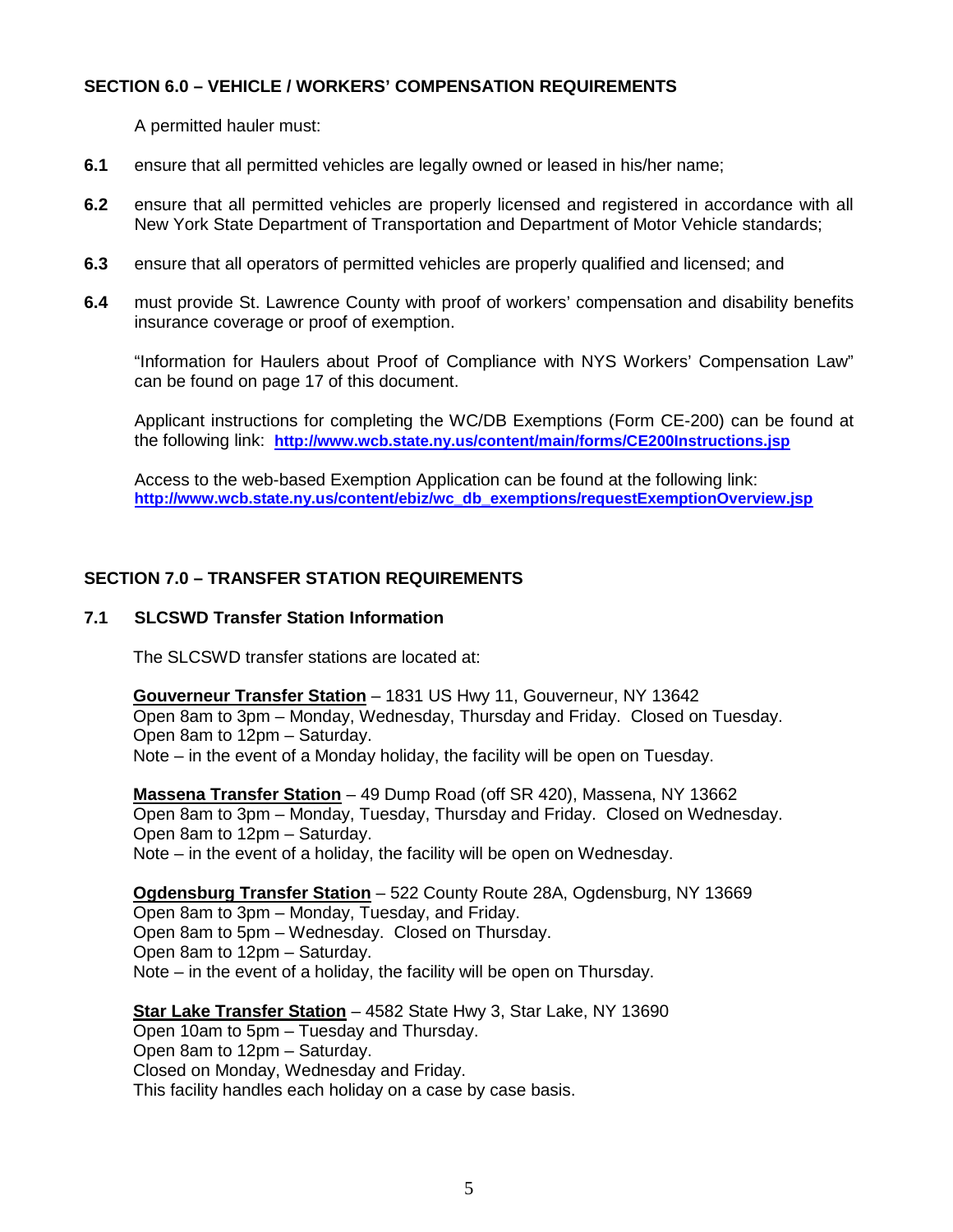## SECTION 6.0 – VEHICLE / WORKERS' COMPENSATION REQUIREMENTS

A permitted hauler must:

**6.1** ensure that all permitted vehicles are legally owned or leased in his/her name;

**6.2** ensure that all permitted vehicles are properly licensed and registered in accordance with all New York State Department of Transportation and Department of Motor Vehicle standards;

**6.3** ensure that all operators of permitted vehicles are properly qualified and licensed; and

**6.4** must provide St. Lawrence County with proof of workers' compensation and disability benefits insurance coverage or proof of exemption.

"Information for Haulers about Proof of Compliance with NYS Workers' Compensation Law" can be found on page 17 of this document.

Applicant instructions for completing the WC/DB Exemptions (Form CE-200) can be found at the following link: **http://www.wcb.state.ny.us/content/main/forms/CE200Instructions.jsp**

Access to the web-based Exemption Application can be found at the following link: **http://www.wcb.state.ny.us/content/ebiz/wc_db_exemptions/requestExemptionOverview.jsp**

## SECTION 7.0 – TRANSFER STATION REQUIREMENTS

### 7.1 SLCSWD Transfer Station Information

The SLCSWD transfer stations are located at:

**Gouverneur Transfer Station** – 1831 US Hwy 11, Gouverneur, NY 13642
Open 8am to 3pm – Monday, Wednesday, Thursday and Friday. Closed on Tuesday.
Open 8am to 12pm – Saturday.
Note – in the event of a Monday holiday, the facility will be open on Tuesday.

**Massena Transfer Station** – 49 Dump Road (off SR 420), Massena, NY 13662
Open 8am to 3pm – Monday, Tuesday, Thursday and Friday. Closed on Wednesday.
Open 8am to 12pm – Saturday.
Note – in the event of a holiday, the facility will be open on Wednesday.

**Ogdensburg Transfer Station** – 522 County Route 28A, Ogdensburg, NY 13669
Open 8am to 3pm – Monday, Tuesday, and Friday.
Open 8am to 5pm – Wednesday. Closed on Thursday.
Open 8am to 12pm – Saturday.
Note – in the event of a holiday, the facility will be open on Thursday.

**Star Lake Transfer Station** – 4582 State Hwy 3, Star Lake, NY 13690
Open 10am to 5pm – Tuesday and Thursday.
Open 8am to 12pm – Saturday.
Closed on Monday, Wednesday and Friday.
This facility handles each holiday on a case by case basis.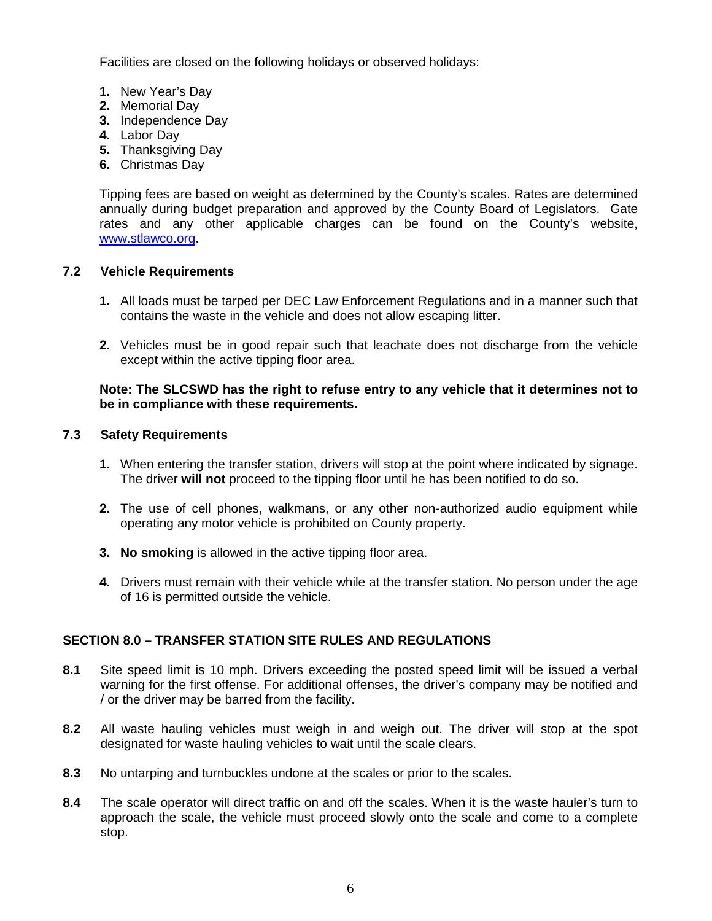Facilities are closed on the following holidays or observed holidays:

1. New Year's Day
2. Memorial Day
3. Independence Day
4. Labor Day
5. Thanksgiving Day
6. Christmas Day

Tipping fees are based on weight as determined by the County's scales. Rates are determined annually during budget preparation and approved by the County Board of Legislators. Gate rates and any other applicable charges can be found on the County's website, [www.stlawco.org](http://www.stlawco.org).

### 7.2 Vehicle Requirements

1. All loads must be tarped per DEC Law Enforcement Regulations and in a manner such that contains the waste in the vehicle and does not allow escaping litter.

2. Vehicles must be in good repair such that leachate does not discharge from the vehicle except within the active tipping floor area.

**Note: The SLCSWD has the right to refuse entry to any vehicle that it determines not to be in compliance with these requirements.**

### 7.3 Safety Requirements

1. When entering the transfer station, drivers will stop at the point where indicated by signage. The driver **will not** proceed to the tipping floor until he has been notified to do so.

2. The use of cell phones, walkmans, or any other non-authorized audio equipment while operating any motor vehicle is prohibited on County property.

3. **No smoking** is allowed in the active tipping floor area.

4. Drivers must remain with their vehicle while at the transfer station. No person under the age of 16 is permitted outside the vehicle.

## SECTION 8.0 – TRANSFER STATION SITE RULES AND REGULATIONS

**8.1** Site speed limit is 10 mph. Drivers exceeding the posted speed limit will be issued a verbal warning for the first offense. For additional offenses, the driver's company may be notified and / or the driver may be barred from the facility.

**8.2** All waste hauling vehicles must weigh in and weigh out. The driver will stop at the spot designated for waste hauling vehicles to wait until the scale clears.

**8.3** No untarping and turnbuckles undone at the scales or prior to the scales.

**8.4** The scale operator will direct traffic on and off the scales. When it is the waste hauler's turn to approach the scale, the vehicle must proceed slowly onto the scale and come to a complete stop.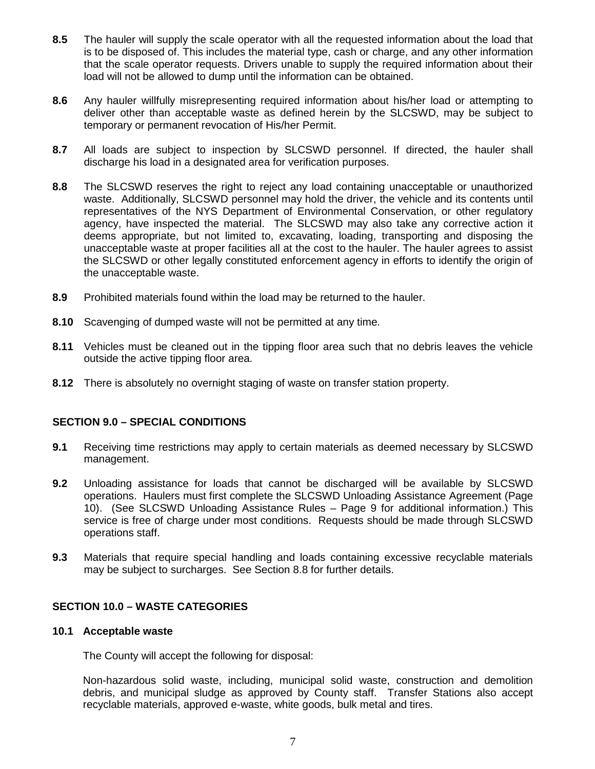**8.5** The hauler will supply the scale operator with all the requested information about the load that is to be disposed of. This includes the material type, cash or charge, and any other information that the scale operator requests. Drivers unable to supply the required information about their load will not be allowed to dump until the information can be obtained.

**8.6** Any hauler willfully misrepresenting required information about his/her load or attempting to deliver other than acceptable waste as defined herein by the SLCSWD, may be subject to temporary or permanent revocation of His/her Permit.

**8.7** All loads are subject to inspection by SLCSWD personnel. If directed, the hauler shall discharge his load in a designated area for verification purposes.

**8.8** The SLCSWD reserves the right to reject any load containing unacceptable or unauthorized waste. Additionally, SLCSWD personnel may hold the driver, the vehicle and its contents until representatives of the NYS Department of Environmental Conservation, or other regulatory agency, have inspected the material. The SLCSWD may also take any corrective action it deems appropriate, but not limited to, excavating, loading, transporting and disposing the unacceptable waste at proper facilities all at the cost to the hauler. The hauler agrees to assist the SLCSWD or other legally constituted enforcement agency in efforts to identify the origin of the unacceptable waste.

**8.9** Prohibited materials found within the load may be returned to the hauler.

**8.10** Scavenging of dumped waste will not be permitted at any time.

**8.11** Vehicles must be cleaned out in the tipping floor area such that no debris leaves the vehicle outside the active tipping floor area.

**8.12** There is absolutely no overnight staging of waste on transfer station property.

## SECTION 9.0 – SPECIAL CONDITIONS

**9.1** Receiving time restrictions may apply to certain materials as deemed necessary by SLCSWD management.

**9.2** Unloading assistance for loads that cannot be discharged will be available by SLCSWD operations. Haulers must first complete the SLCSWD Unloading Assistance Agreement (Page 10). (See SLCSWD Unloading Assistance Rules – Page 9 for additional information.) This service is free of charge under most conditions. Requests should be made through SLCSWD operations staff.

**9.3** Materials that require special handling and loads containing excessive recyclable materials may be subject to surcharges. See Section 8.8 for further details.

## SECTION 10.0 – WASTE CATEGORIES

### 10.1 Acceptable waste

The County will accept the following for disposal:

Non-hazardous solid waste, including, municipal solid waste, construction and demolition debris, and municipal sludge as approved by County staff. Transfer Stations also accept recyclable materials, approved e-waste, white goods, bulk metal and tires.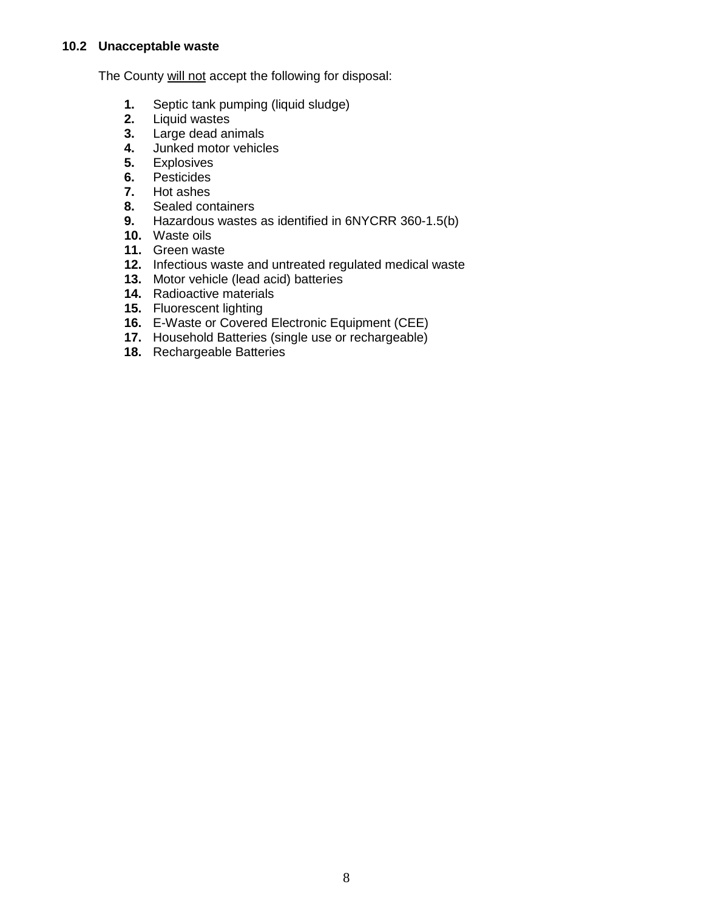### 10.2 Unacceptable waste

The County will not accept the following for disposal:

1. Septic tank pumping (liquid sludge)
2. Liquid wastes
3. Large dead animals
4. Junked motor vehicles
5. Explosives
6. Pesticides
7. Hot ashes
8. Sealed containers
9. Hazardous wastes as identified in 6NYCRR 360-1.5(b)
10. Waste oils
11. Green waste
12. Infectious waste and untreated regulated medical waste
13. Motor vehicle (lead acid) batteries
14. Radioactive materials
15. Fluorescent lighting
16. E-Waste or Covered Electronic Equipment (CEE)
17. Household Batteries (single use or rechargeable)
18. Rechargeable Batteries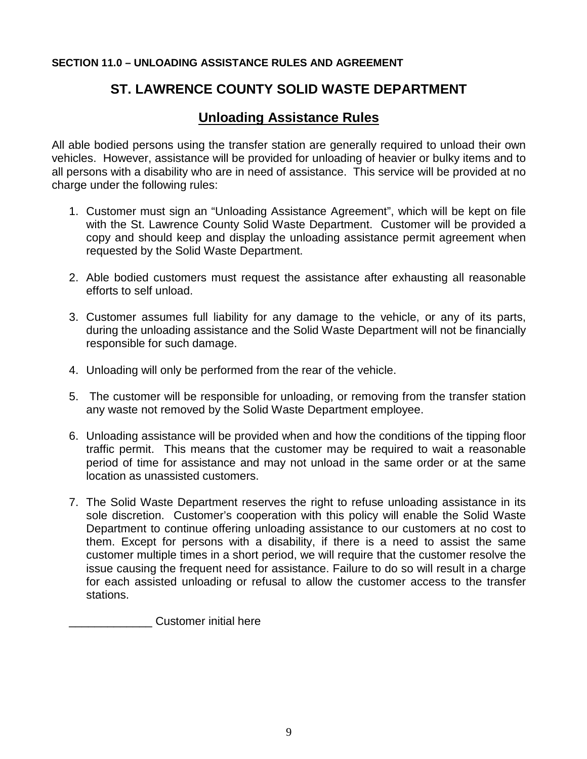**SECTION 11.0 – UNLOADING ASSISTANCE RULES AND AGREEMENT**

# ST. LAWRENCE COUNTY SOLID WASTE DEPARTMENT

## Unloading Assistance Rules

All able bodied persons using the transfer station are generally required to unload their own vehicles. However, assistance will be provided for unloading of heavier or bulky items and to all persons with a disability who are in need of assistance. This service will be provided at no charge under the following rules:

1. Customer must sign an "Unloading Assistance Agreement", which will be kept on file with the St. Lawrence County Solid Waste Department. Customer will be provided a copy and should keep and display the unloading assistance permit agreement when requested by the Solid Waste Department.

2. Able bodied customers must request the assistance after exhausting all reasonable efforts to self unload.

3. Customer assumes full liability for any damage to the vehicle, or any of its parts, during the unloading assistance and the Solid Waste Department will not be financially responsible for such damage.

4. Unloading will only be performed from the rear of the vehicle.

5. The customer will be responsible for unloading, or removing from the transfer station any waste not removed by the Solid Waste Department employee.

6. Unloading assistance will be provided when and how the conditions of the tipping floor traffic permit. This means that the customer may be required to wait a reasonable period of time for assistance and may not unload in the same order or at the same location as unassisted customers.

7. The Solid Waste Department reserves the right to refuse unloading assistance in its sole discretion. Customer's cooperation with this policy will enable the Solid Waste Department to continue offering unloading assistance to our customers at no cost to them. Except for persons with a disability, if there is a need to assist the same customer multiple times in a short period, we will require that the customer resolve the issue causing the frequent need for assistance. Failure to do so will result in a charge for each assisted unloading or refusal to allow the customer access to the transfer stations.

_____________ Customer initial here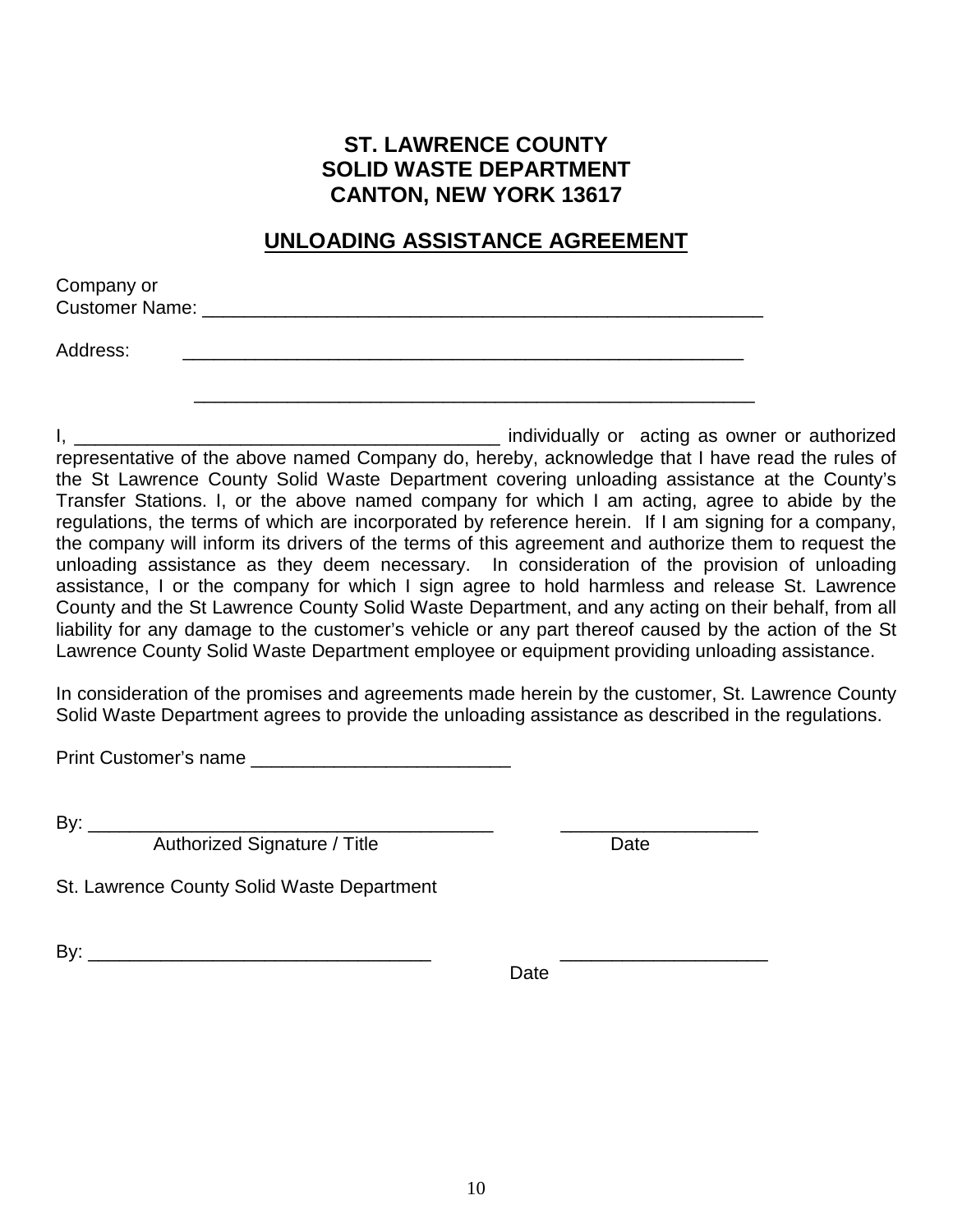**ST. LAWRENCE COUNTY**
**SOLID WASTE DEPARTMENT**
**CANTON, NEW YORK 13617**

## UNLOADING ASSISTANCE AGREEMENT

Company or
Customer Name: ________________________________________________________

Address: ________________________________________________________

________________________________________________________

I, ________________________________________ individually or acting as owner or authorized representative of the above named Company do, hereby, acknowledge that I have read the rules of the St Lawrence County Solid Waste Department covering unloading assistance at the County's Transfer Stations. I, or the above named company for which I am acting, agree to abide by the regulations, the terms of which are incorporated by reference herein. If I am signing for a company, the company will inform its drivers of the terms of this agreement and authorize them to request the unloading assistance as they deem necessary. In consideration of the provision of unloading assistance, I or the company for which I sign agree to hold harmless and release St. Lawrence County and the St Lawrence County Solid Waste Department, and any acting on their behalf, from all liability for any damage to the customer's vehicle or any part thereof caused by the action of the St Lawrence County Solid Waste Department employee or equipment providing unloading assistance.

In consideration of the promises and agreements made herein by the customer, St. Lawrence County Solid Waste Department agrees to provide the unloading assistance as described in the regulations.

Print Customer's name ________________________

By: ________________________________________ ____________________
Authorized Signature / Title Date

St. Lawrence County Solid Waste Department

By: __________________________________ ____________________
Date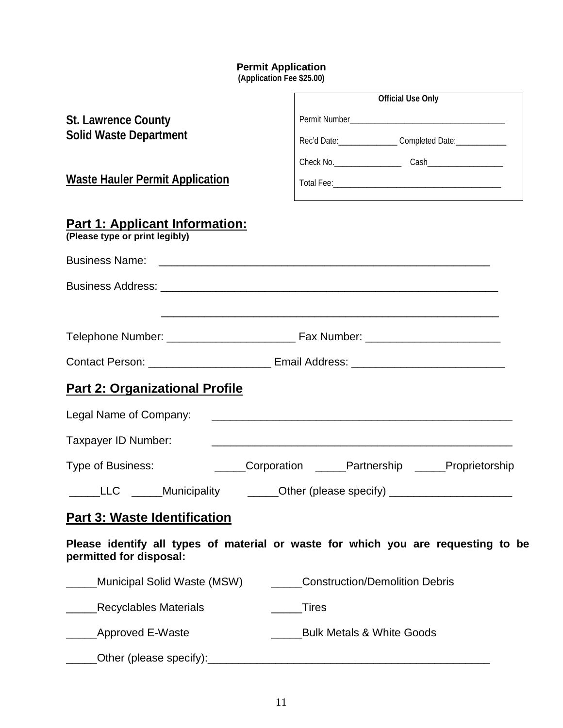**Permit Application**
**(Application Fee $25.00)**

| Official Use Only | |
|---|---|
| Permit Number___________________________________ | |
| Rec'd Date:_____________ | Completed Date:___________ |
| Check No._______________ | Cash________________ |
| Total Fee:_______________________________________ | |

**St. Lawrence County**
**Solid Waste Department**

**Waste Hauler Permit Application**

## Part 1: Applicant Information:

**(Please type or print legibly)**

Business Name: ________________________________________________________

Business Address: _______________________________________________________

_______________________________________________________

Telephone Number: ____________________ Fax Number: _____________________

Contact Person: ___________________ Email Address: ________________________

## Part 2: Organizational Profile

Legal Name of Company: _______________________________________________

Taxpayer ID Number: _______________________________________________

Type of Business: _____Corporation _____Partnership _____Proprietorship

_____LLC _____Municipality _____Other (please specify) ___________________

## Part 3: Waste Identification

**Please identify all types of material or waste for which you are requesting to be permitted for disposal:**

_____Municipal Solid Waste (MSW) _____Construction/Demolition Debris

_____Recyclables Materials _____Tires

_____Approved E-Waste _____Bulk Metals & White Goods

_____Other (please specify):_____________________________________________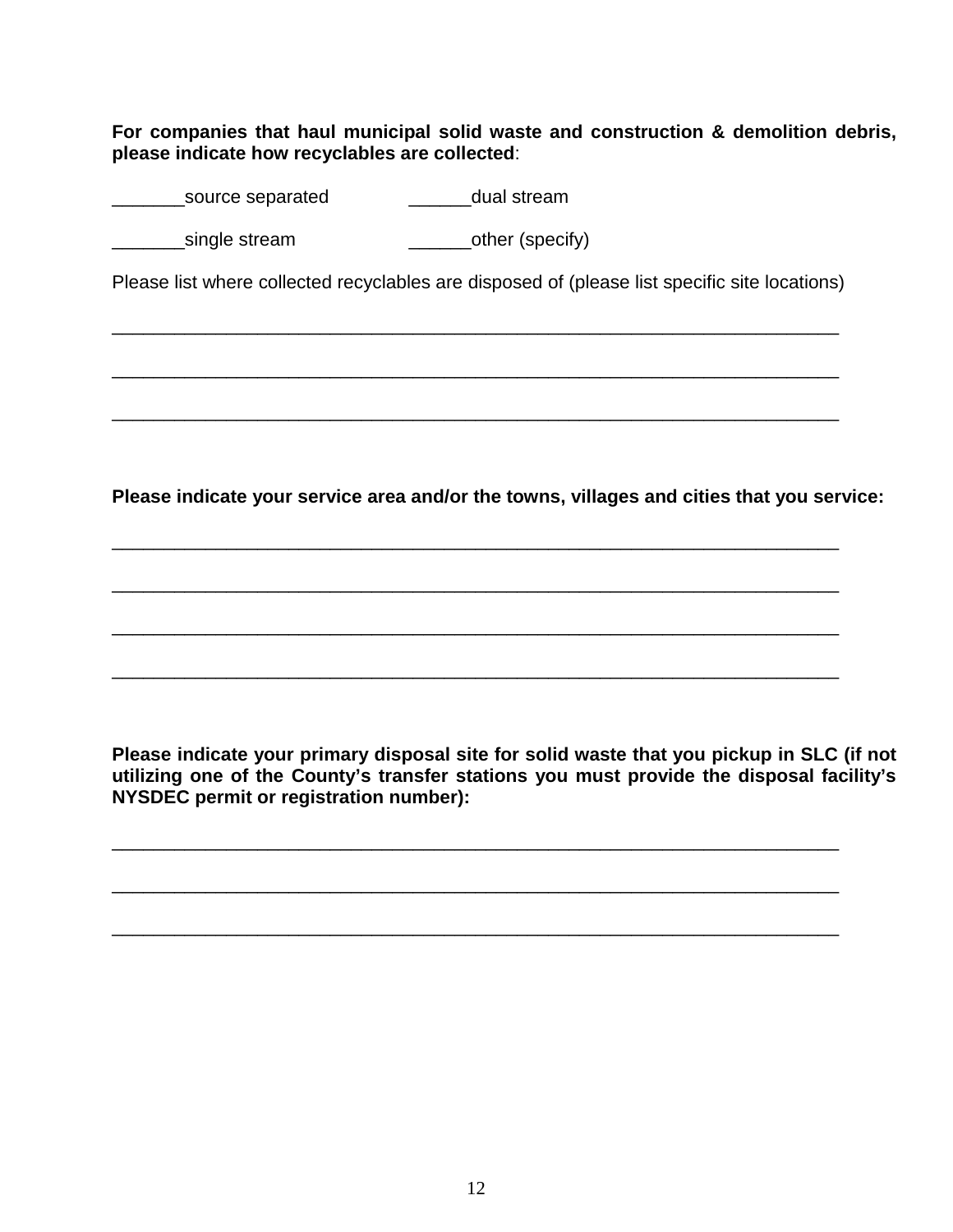**For companies that haul municipal solid waste and construction & demolition debris, please indicate how recyclables are collected**:

_______source separated ______dual stream

_______single stream ______other (specify)

Please list where collected recyclables are disposed of (please list specific site locations)

___________________________________________________________________________

___________________________________________________________________________

___________________________________________________________________________

**Please indicate your service area and/or the towns, villages and cities that you service:**

___________________________________________________________________________

___________________________________________________________________________

___________________________________________________________________________

___________________________________________________________________________

**Please indicate your primary disposal site for solid waste that you pickup in SLC (if not utilizing one of the County's transfer stations you must provide the disposal facility's NYSDEC permit or registration number):**

___________________________________________________________________________

___________________________________________________________________________

___________________________________________________________________________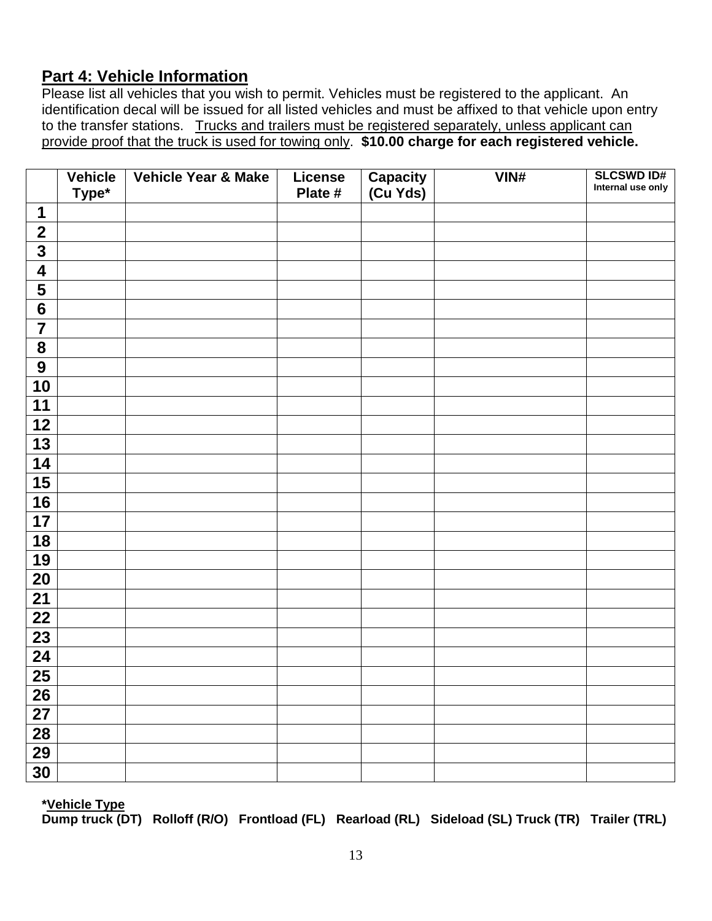## Part 4: Vehicle Information

Please list all vehicles that you wish to permit. Vehicles must be registered to the applicant. An identification decal will be issued for all listed vehicles and must be affixed to that vehicle upon entry to the transfer stations. Trucks and trailers must be registered separately, unless applicant can provide proof that the truck is used for towing only. **$10.00 charge for each registered vehicle.**

| | Vehicle Type* | Vehicle Year & Make | License Plate # | Capacity (Cu Yds) | VIN# | SLCSWD ID# Internal use only |
|---|---|---|---|---|---|---|
| 1 | | | | | | |
| 2 | | | | | | |
| 3 | | | | | | |
| 4 | | | | | | |
| 5 | | | | | | |
| 6 | | | | | | |
| 7 | | | | | | |
| 8 | | | | | | |
| 9 | | | | | | |
| 10 | | | | | | |
| 11 | | | | | | |
| 12 | | | | | | |
| 13 | | | | | | |
| 14 | | | | | | |
| 15 | | | | | | |
| 16 | | | | | | |
| 17 | | | | | | |
| 18 | | | | | | |
| 19 | | | | | | |
| 20 | | | | | | |
| 21 | | | | | | |
| 22 | | | | | | |
| 23 | | | | | | |
| 24 | | | | | | |
| 25 | | | | | | |
| 26 | | | | | | |
| 27 | | | | | | |
| 28 | | | | | | |
| 29 | | | | | | |
| 30 | | | | | | |

***Vehicle Type**

**Dump truck (DT) Rolloff (R/O) Frontload (FL) Rearload (RL) Sideload (SL) Truck (TR) Trailer (TRL)**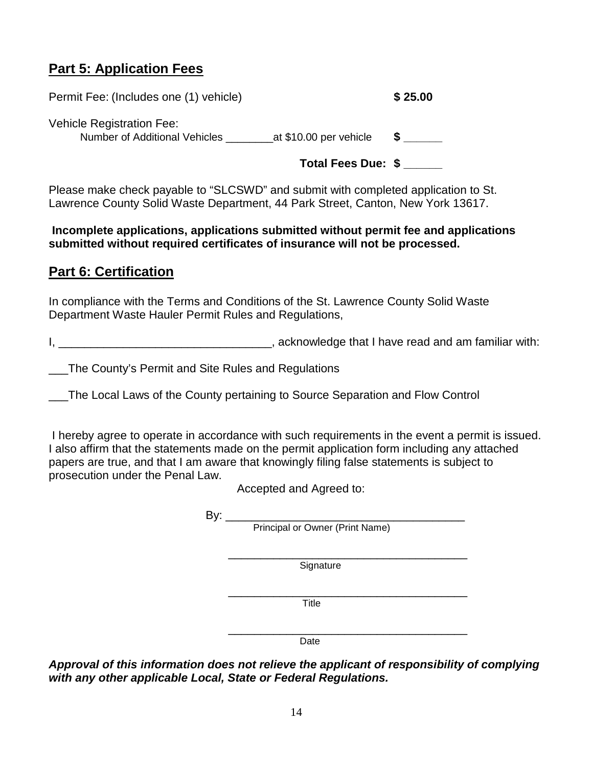## Part 5: Application Fees

Permit Fee: (Includes one (1) vehicle) **$ 25.00**

Vehicle Registration Fee:

Number of Additional Vehicles ________at $10.00 per vehicle **$ ______**

**Total Fees Due: $ ______**

Please make check payable to "SLCSWD" and submit with completed application to St. Lawrence County Solid Waste Department, 44 Park Street, Canton, New York 13617.

**Incomplete applications, applications submitted without permit fee and applications submitted without required certificates of insurance will not be processed.**

## Part 6: Certification

In compliance with the Terms and Conditions of the St. Lawrence County Solid Waste Department Waste Hauler Permit Rules and Regulations,

I, _________________________________, acknowledge that I have read and am familiar with:

___The County's Permit and Site Rules and Regulations

___The Local Laws of the County pertaining to Source Separation and Flow Control

I hereby agree to operate in accordance with such requirements in the event a permit is issued. I also affirm that the statements made on the permit application form including any attached papers are true, and that I am aware that knowingly filing false statements is subject to prosecution under the Penal Law.

Accepted and Agreed to:

By: ______________________________________
Principal or Owner (Print Name)

______________________________________
Signature

______________________________________
Title

______________________________________
Date

***Approval of this information does not relieve the applicant of responsibility of complying with any other applicable Local, State or Federal Regulations.***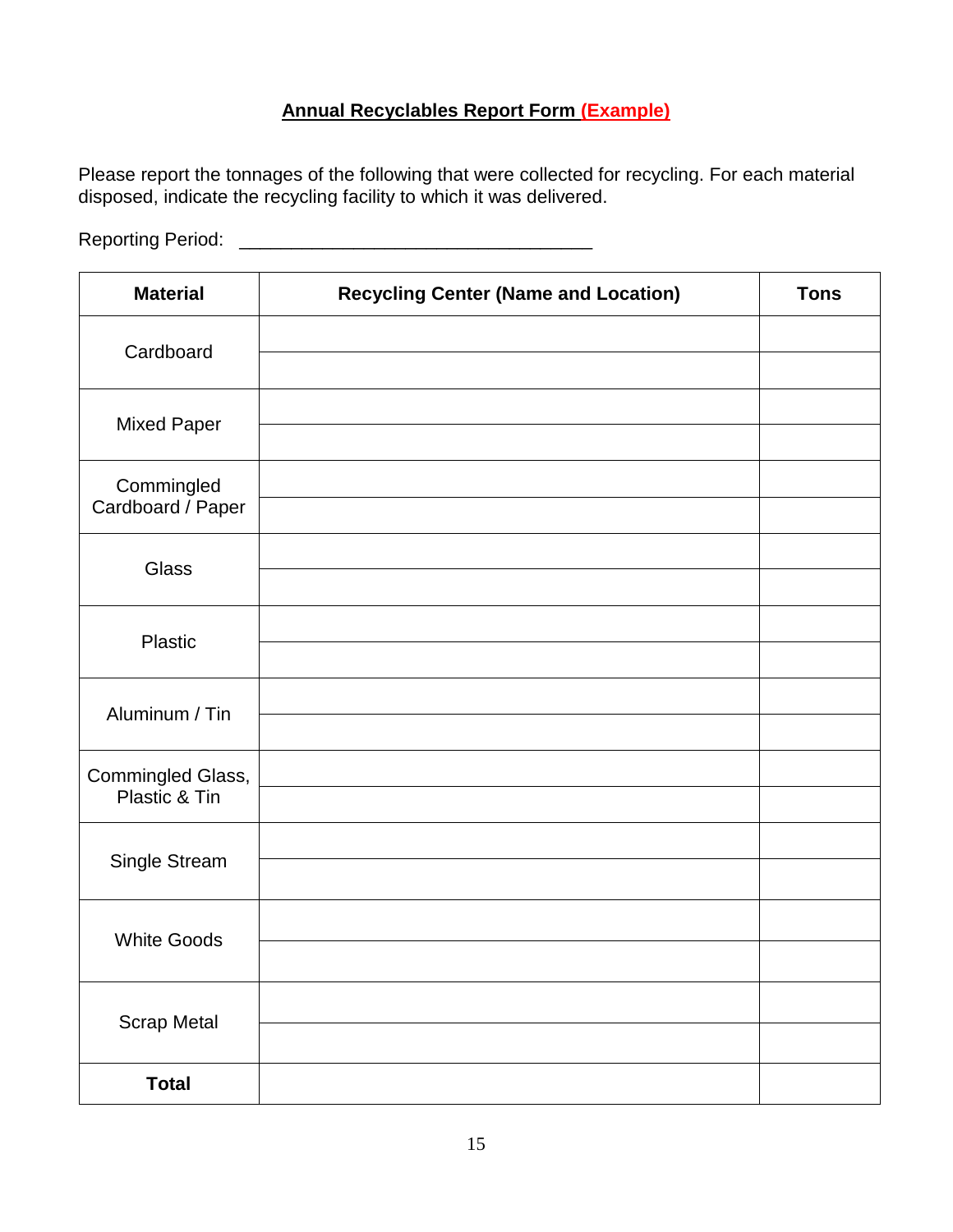**Annual Recyclables Report Form (Example)**

Please report the tonnages of the following that were collected for recycling. For each material disposed, indicate the recycling facility to which it was delivered.

Reporting Period: ________________________________

| Material | Recycling Center (Name and Location) | Tons |
|---|---|---|
| Cardboard | | |
| | | |
| Mixed Paper | | |
| | | |
| Commingled Cardboard / Paper | | |
| | | |
| Glass | | |
| | | |
| Plastic | | |
| | | |
| Aluminum / Tin | | |
| | | |
| Commingled Glass, Plastic & Tin | | |
| | | |
| Single Stream | | |
| | | |
| White Goods | | |
| | | |
| Scrap Metal | | |
| | | |
| **Total** | | |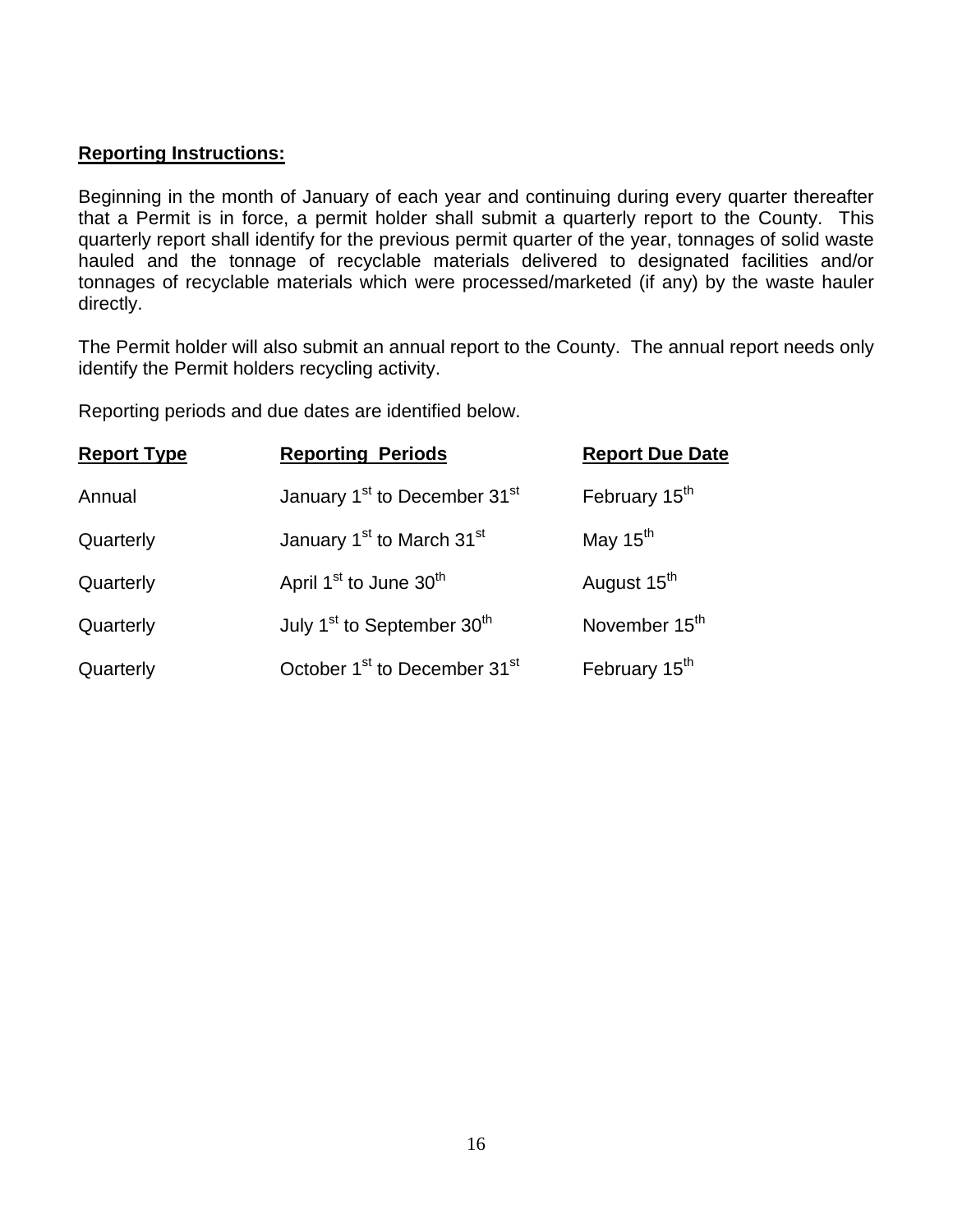**Reporting Instructions:**

Beginning in the month of January of each year and continuing during every quarter thereafter that a Permit is in force, a permit holder shall submit a quarterly report to the County. This quarterly report shall identify for the previous permit quarter of the year, tonnages of solid waste hauled and the tonnage of recyclable materials delivered to designated facilities and/or tonnages of recyclable materials which were processed/marketed (if any) by the waste hauler directly.

The Permit holder will also submit an annual report to the County. The annual report needs only identify the Permit holders recycling activity.

Reporting periods and due dates are identified below.

| Report Type | Reporting Periods | Report Due Date |
|---|---|---|
| Annual | January 1st to December 31st | February 15th |
| Quarterly | January 1st to March 31st | May 15th |
| Quarterly | April 1st to June 30th | August 15th |
| Quarterly | July 1st to September 30th | November 15th |
| Quarterly | October 1st to December 31st | February 15th |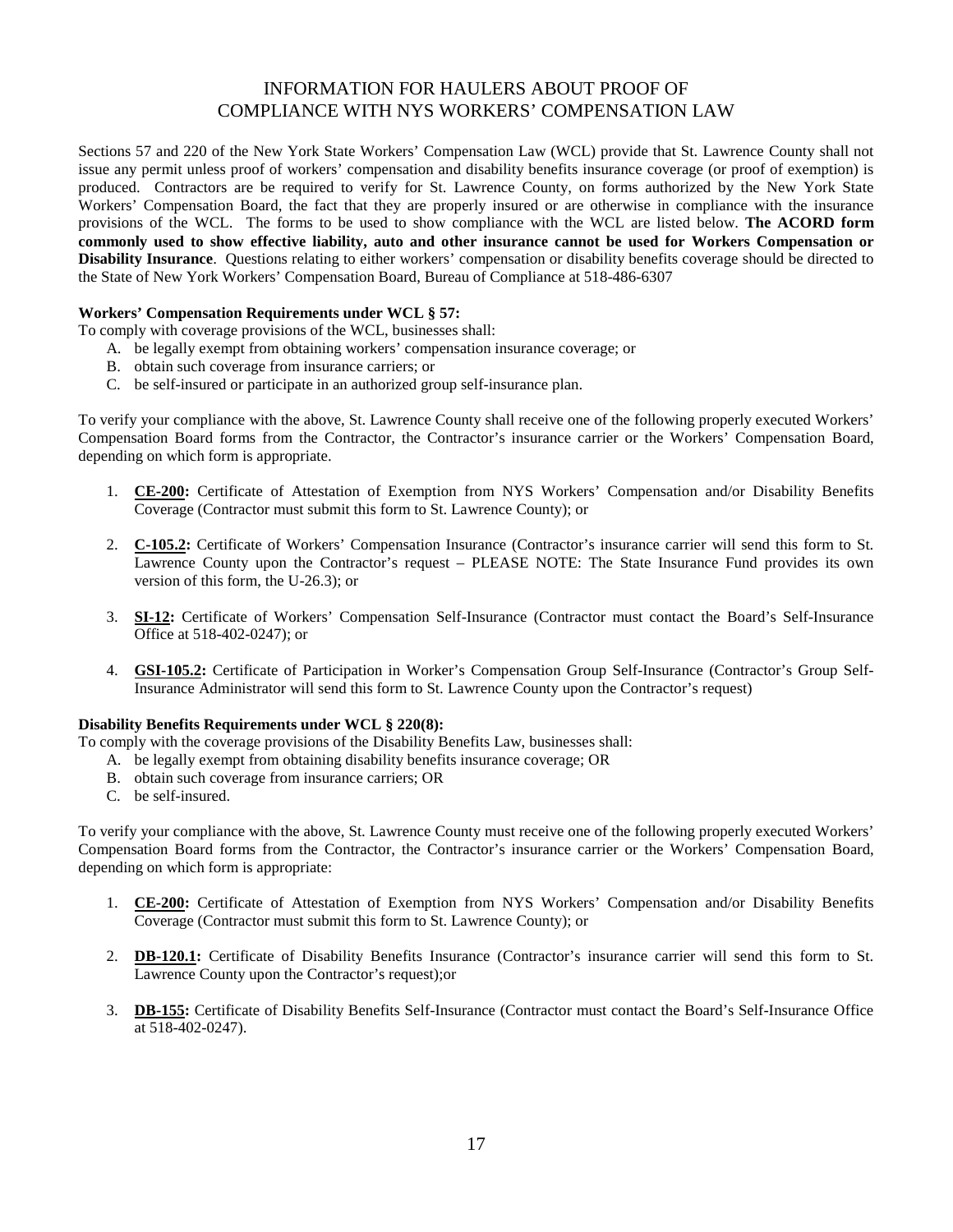# INFORMATION FOR HAULERS ABOUT PROOF OF COMPLIANCE WITH NYS WORKERS' COMPENSATION LAW

Sections 57 and 220 of the New York State Workers' Compensation Law (WCL) provide that St. Lawrence County shall not issue any permit unless proof of workers' compensation and disability benefits insurance coverage (or proof of exemption) is produced. Contractors are be required to verify for St. Lawrence County, on forms authorized by the New York State Workers' Compensation Board, the fact that they are properly insured or are otherwise in compliance with the insurance provisions of the WCL. The forms to be used to show compliance with the WCL are listed below. **The ACORD form commonly used to show effective liability, auto and other insurance cannot be used for Workers Compensation or Disability Insurance**. Questions relating to either workers' compensation or disability benefits coverage should be directed to the State of New York Workers' Compensation Board, Bureau of Compliance at 518-486-6307

**Workers' Compensation Requirements under WCL § 57:**

To comply with coverage provisions of the WCL, businesses shall:

A. be legally exempt from obtaining workers' compensation insurance coverage; or
B. obtain such coverage from insurance carriers; or
C. be self-insured or participate in an authorized group self-insurance plan.

To verify your compliance with the above, St. Lawrence County shall receive one of the following properly executed Workers' Compensation Board forms from the Contractor, the Contractor's insurance carrier or the Workers' Compensation Board, depending on which form is appropriate.

1. **CE-200:** Certificate of Attestation of Exemption from NYS Workers' Compensation and/or Disability Benefits Coverage (Contractor must submit this form to St. Lawrence County); or

2. **C-105.2:** Certificate of Workers' Compensation Insurance (Contractor's insurance carrier will send this form to St. Lawrence County upon the Contractor's request – PLEASE NOTE: The State Insurance Fund provides its own version of this form, the U-26.3); or

3. **SI-12:** Certificate of Workers' Compensation Self-Insurance (Contractor must contact the Board's Self-Insurance Office at 518-402-0247); or

4. **GSI-105.2:** Certificate of Participation in Worker's Compensation Group Self-Insurance (Contractor's Group Self-Insurance Administrator will send this form to St. Lawrence County upon the Contractor's request)

**Disability Benefits Requirements under WCL § 220(8):**

To comply with the coverage provisions of the Disability Benefits Law, businesses shall:

A. be legally exempt from obtaining disability benefits insurance coverage; OR
B. obtain such coverage from insurance carriers; OR
C. be self-insured.

To verify your compliance with the above, St. Lawrence County must receive one of the following properly executed Workers' Compensation Board forms from the Contractor, the Contractor's insurance carrier or the Workers' Compensation Board, depending on which form is appropriate:

1. **CE-200:** Certificate of Attestation of Exemption from NYS Workers' Compensation and/or Disability Benefits Coverage (Contractor must submit this form to St. Lawrence County); or

2. **DB-120.1:** Certificate of Disability Benefits Insurance (Contractor's insurance carrier will send this form to St. Lawrence County upon the Contractor's request);or

3. **DB-155:** Certificate of Disability Benefits Self-Insurance (Contractor must contact the Board's Self-Insurance Office at 518-402-0247).